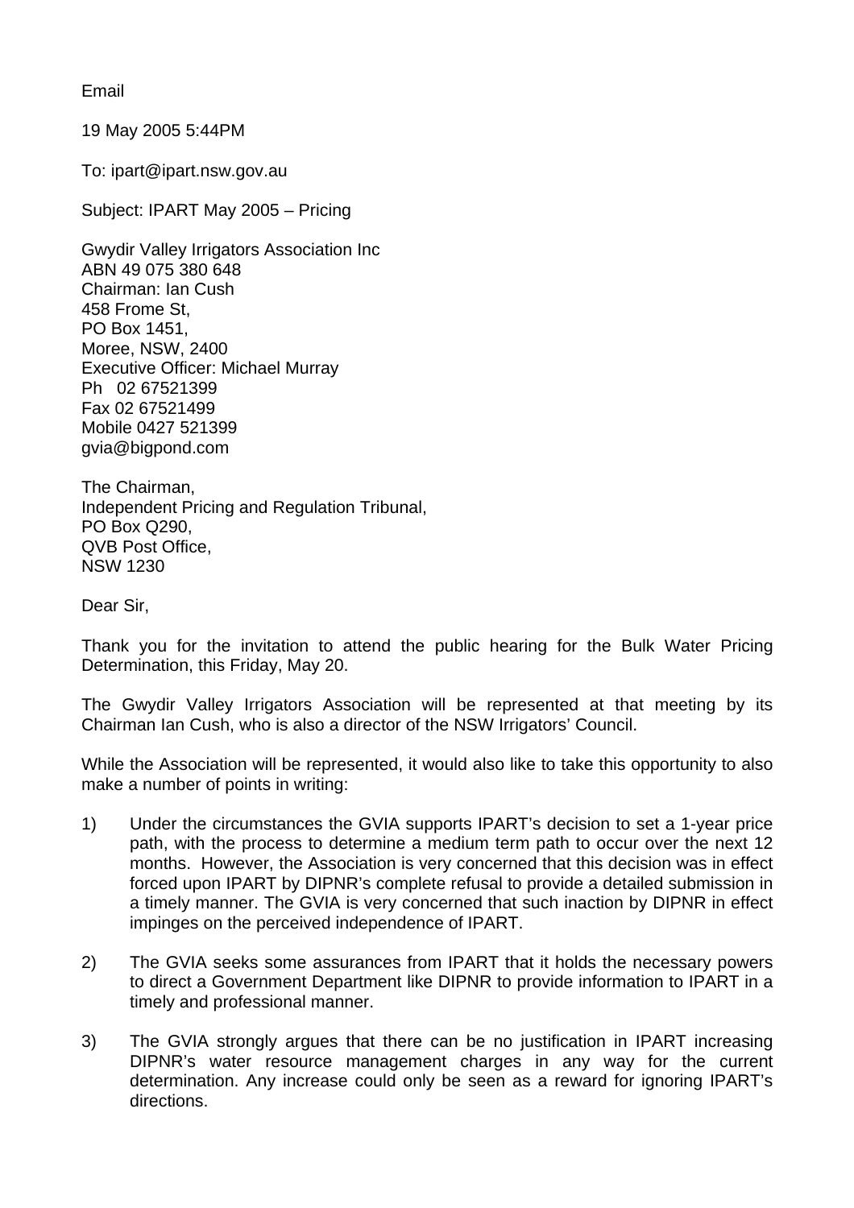Email

19 May 2005 5:44PM

To: ipart@ipart.nsw.gov.au

Subject: IPART May 2005 – Pricing

Gwydir Valley Irrigators Association Inc
ABN 49 075 380 648
Chairman: Ian Cush
458 Frome St,
PO Box 1451,
Moree, NSW, 2400
Executive Officer: Michael Murray
Ph 02 67521399
Fax 02 67521499
Mobile 0427 521399
gvia@bigpond.com

The Chairman,
Independent Pricing and Regulation Tribunal,
PO Box Q290,
QVB Post Office,
NSW 1230

Dear Sir,

Thank you for the invitation to attend the public hearing for the Bulk Water Pricing Determination, this Friday, May 20.

The Gwydir Valley Irrigators Association will be represented at that meeting by its Chairman Ian Cush, who is also a director of the NSW Irrigators' Council.

While the Association will be represented, it would also like to take this opportunity to also make a number of points in writing:

1) Under the circumstances the GVIA supports IPART's decision to set a 1-year price path, with the process to determine a medium term path to occur over the next 12 months. However, the Association is very concerned that this decision was in effect forced upon IPART by DIPNR's complete refusal to provide a detailed submission in a timely manner. The GVIA is very concerned that such inaction by DIPNR in effect impinges on the perceived independence of IPART.

2) The GVIA seeks some assurances from IPART that it holds the necessary powers to direct a Government Department like DIPNR to provide information to IPART in a timely and professional manner.

3) The GVIA strongly argues that there can be no justification in IPART increasing DIPNR's water resource management charges in any way for the current determination. Any increase could only be seen as a reward for ignoring IPART's directions.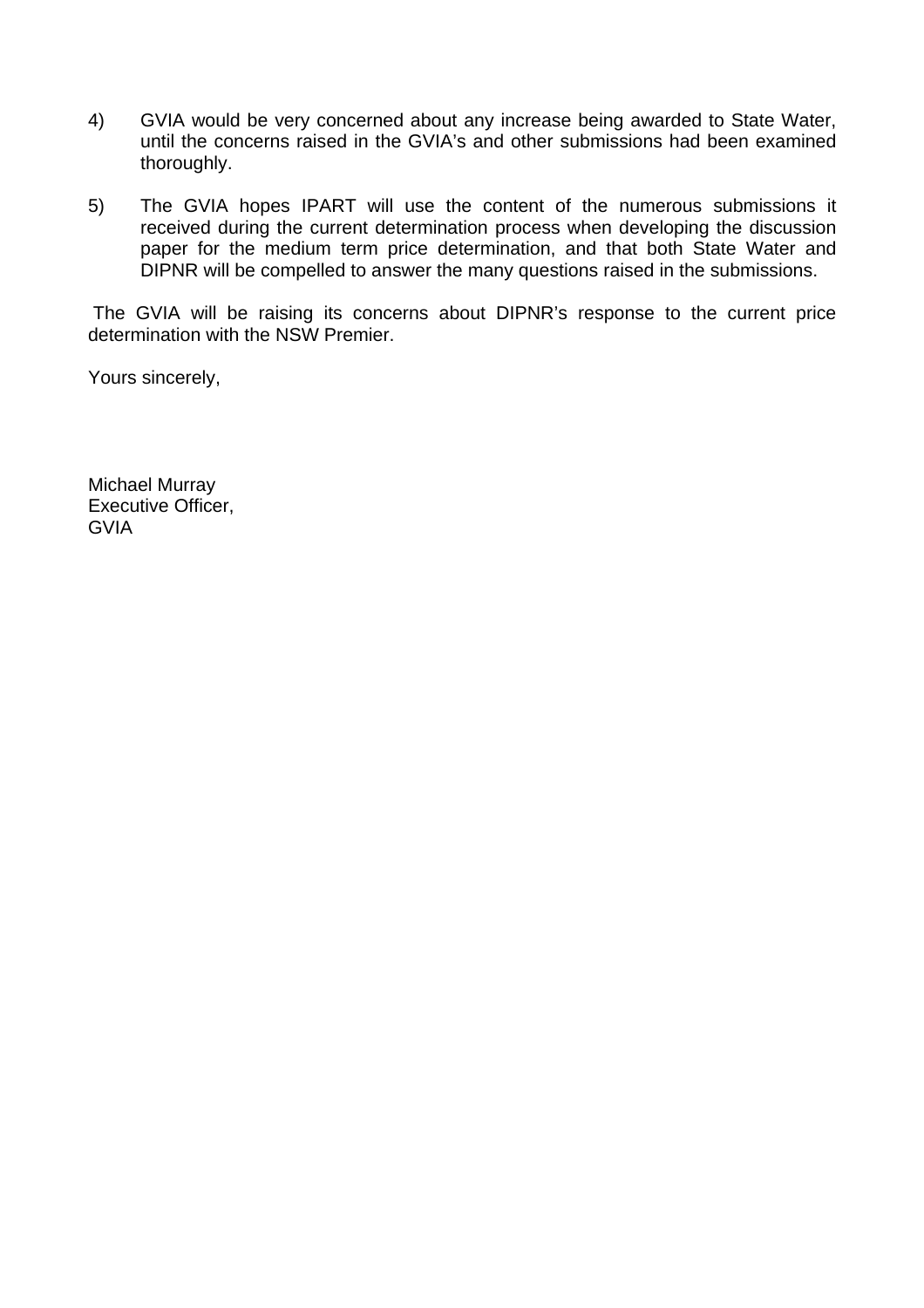4) GVIA would be very concerned about any increase being awarded to State Water, until the concerns raised in the GVIA's and other submissions had been examined thoroughly.

5) The GVIA hopes IPART will use the content of the numerous submissions it received during the current determination process when developing the discussion paper for the medium term price determination, and that both State Water and DIPNR will be compelled to answer the many questions raised in the submissions.

The GVIA will be raising its concerns about DIPNR's response to the current price determination with the NSW Premier.

Yours sincerely,

Michael Murray
Executive Officer,
GVIA